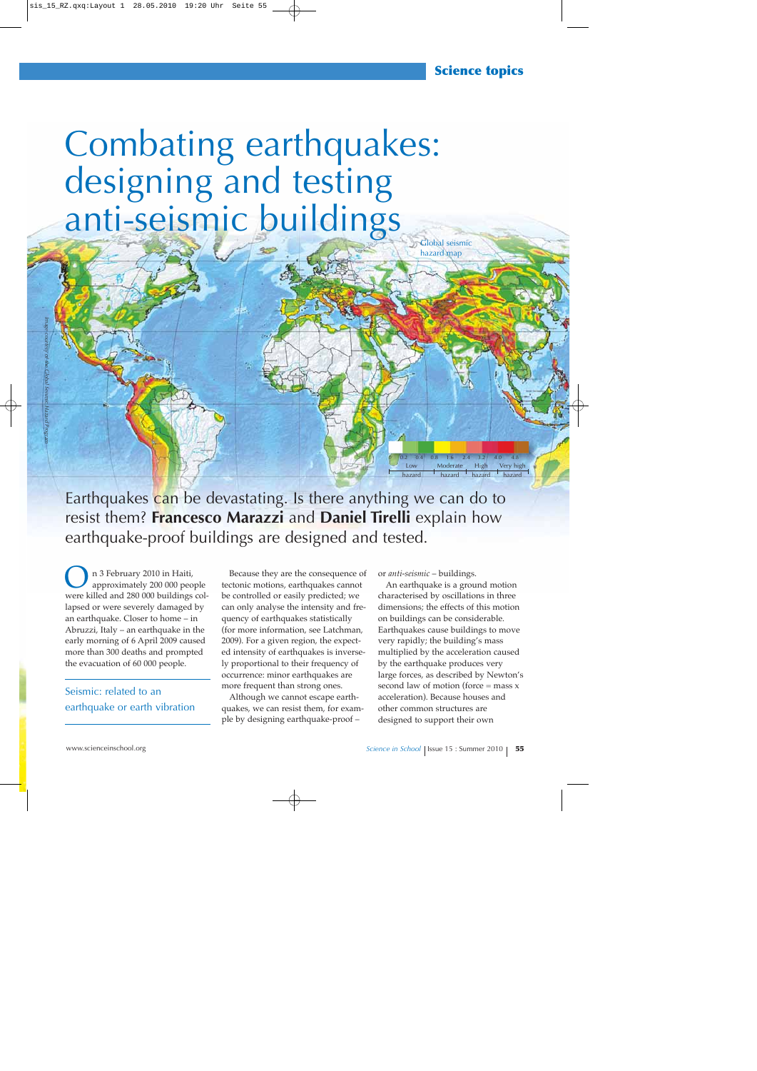# Combating earthquakes: designing and testing anti-seismic buildings

Global seismic hazard map

Earthquakes can be devastating. Is there anything we can do to resist them? **Francesco Marazzi** and **Daniel Tirelli** explain how earthquake-proof buildings are designed and tested.

On 3 February 2010 in Haiti, approximately 200 000 people were killed and 280 000 buildings collapsed or were severely damaged by an earthquake. Closer to home – in Abruzzi, Italy – an earthquake in the early morning of 6 April 2009 caused more than 300 deaths and prompted the evacuation of 60 000 people.

Seismic: related to an earthquake or earth vibration

Because they are the consequence of tectonic motions, earthquakes cannot be controlled or easily predicted; we can only analyse the intensity and frequency of earthquakes statistically (for more information, see Latchman, 2009). For a given region, the expected intensity of earthquakes is inversely proportional to their frequency of occurrence: minor earthquakes are more frequent than strong ones.

Although we cannot escape earthquakes, we can resist them, for example by designing earthquake-proof – or *anti-seismic* – buildings.

An earthquake is a ground motion characterised by oscillations in three dimensions; the effects of this motion on buildings can be considerable. Earthquakes cause buildings to move very rapidly; the building's mass multiplied by the acceleration caused by the earthquake produces very large forces, as described by Newton's second law of motion (force = mass x acceleration). Because houses and other common structures are designed to support their own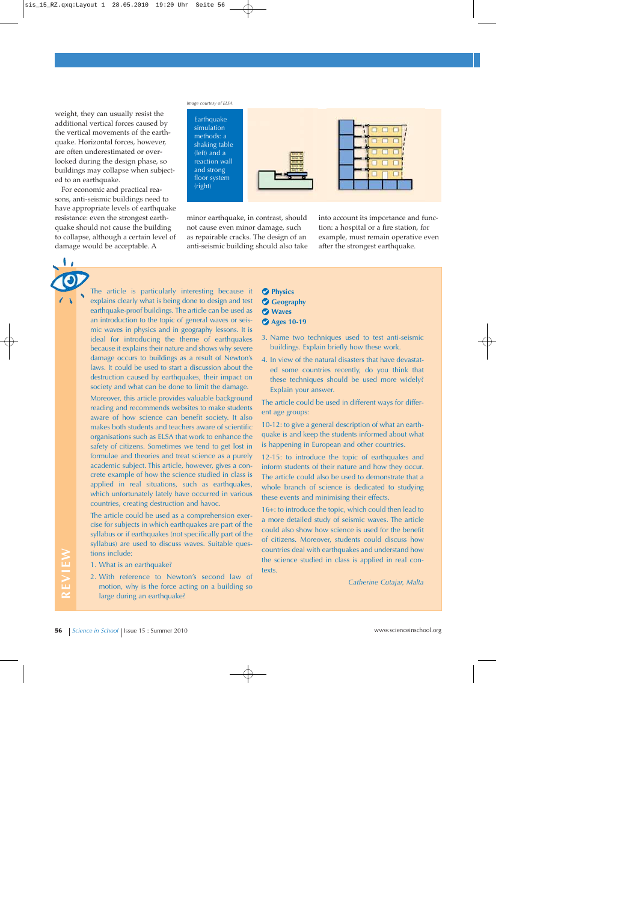weight, they can usually resist the additional vertical forces caused by the vertical movements of the earthquake. Horizontal forces, however, are often underestimated or overlooked during the design phase, so buildings may collapse when subjected to an earthquake.

For economic and practical reasons, anti-seismic buildings need to have appropriate levels of earthquake resistance: even the strongest earthquake should not cause the building to collapse, although a certain level of damage would be acceptable. A minor earthquake, in contrast, should not cause even minor damage, such as repairable cracks. The design of an anti-seismic building should also take into account its importance and function: a hospital or a fire station, for example, must remain operative even after the strongest earthquake.

*Image courtesy of ELSA*

Earthquake simulation methods: a shaking table (left) and a reaction wall and strong floor system (right)

## REVIEW

The article is particularly interesting because it explains clearly what is being done to design and test earthquake-proof buildings. The article can be used as an introduction to the topic of general waves or seismic waves in physics and in geography lessons. It is ideal for introducing the theme of earthquakes because it explains their nature and shows why severe damage occurs to buildings as a result of Newton's laws. It could be used to start a discussion about the destruction caused by earthquakes, their impact on society and what can be done to limit the damage.

Moreover, this article provides valuable background reading and recommends websites to make students aware of how science can benefit society. It also makes both students and teachers aware of scientific organisations such as ELSA that work to enhance the safety of citizens. Sometimes we tend to get lost in formulae and theories and treat science as a purely academic subject. This article, however, gives a concrete example of how the science studied in class is applied in real situations, such as earthquakes, which unfortunately lately have occurred in various countries, creating destruction and havoc.

The article could be used as a comprehension exercise for subjects in which earthquakes are part of the syllabus or if earthquakes (not specifically part of the syllabus) are used to discuss waves. Suitable questions include:

1. What is an earthquake?
2. With reference to Newton's second law of motion, why is the force acting on a building so large during an earthquake?
3. Name two techniques used to test anti-seismic buildings. Explain briefly how these work.
4. In view of the natural disasters that have devastated some countries recently, do you think that these techniques should be used more widely? Explain your answer.

The article could be used in different ways for different age groups:

10-12: to give a general description of what an earthquake is and keep the students informed about what is happening in European and other countries.

12-15: to introduce the topic of earthquakes and inform students of their nature and how they occur. The article could also be used to demonstrate that a whole branch of science is dedicated to studying these events and minimising their effects.

16+: to introduce the topic, which could then lead to a more detailed study of seismic waves. The article could also show how science is used for the benefit of citizens. Moreover, students could discuss how countries deal with earthquakes and understand how the science studied in class is applied in real contexts.

*Catherine Cutajar, Malta*

- **Physics**
- **Geography**
- **Waves**
- **Ages 10-19**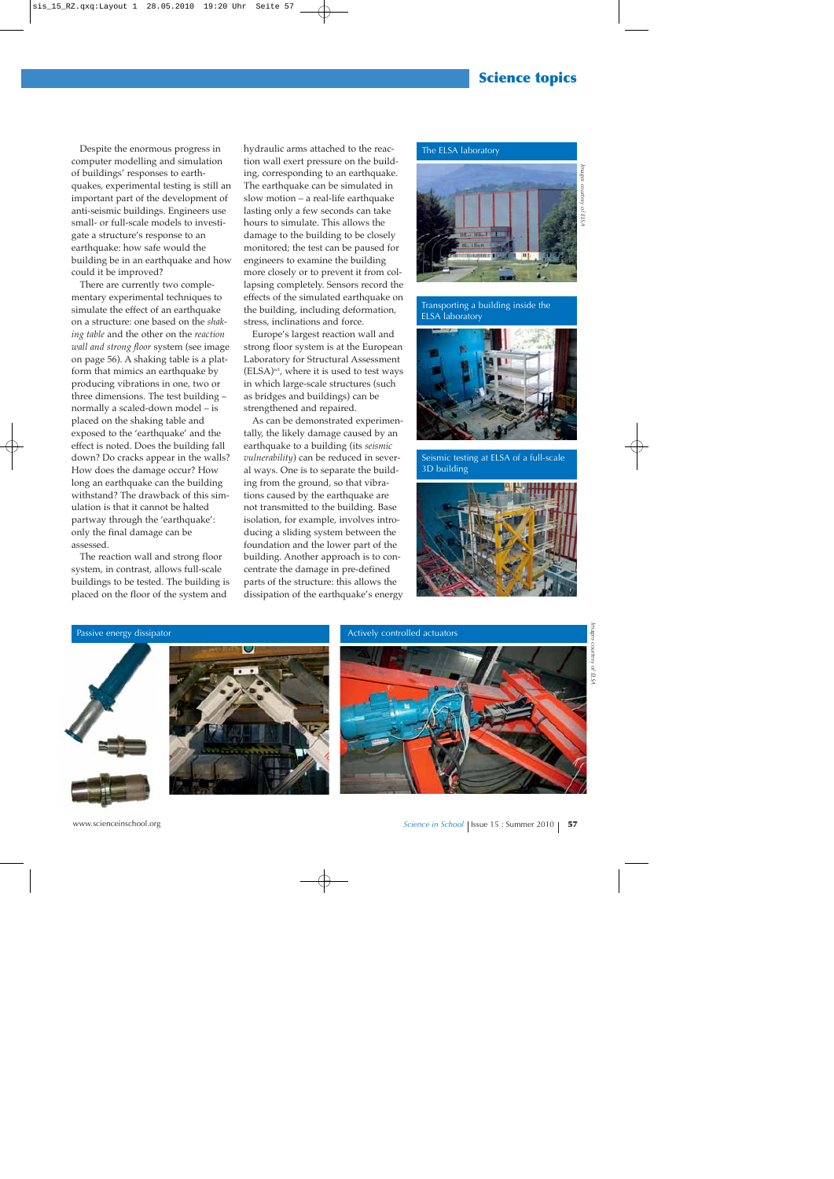Despite the enormous progress in computer modelling and simulation of buildings' responses to earthquakes, experimental testing is still an important part of the development of anti-seismic buildings. Engineers use small- or full-scale models to investigate a structure's response to an earthquake: how safe would the building be in an earthquake and how could it be improved?

There are currently two complementary experimental techniques to simulate the effect of an earthquake on a structure: one based on the *shaking table* and the other on the *reaction wall and strong floor* system (see image on page 56). A shaking table is a platform that mimics an earthquake by producing vibrations in one, two or three dimensions. The test building – normally a scaled-down model – is placed on the shaking table and exposed to the 'earthquake' and the effect is noted. Does the building fall down? Do cracks appear in the walls? How does the damage occur? How long an earthquake can the building withstand? The drawback of this simulation is that it cannot be halted partway through the 'earthquake': only the final damage can be assessed.

The reaction wall and strong floor system, in contrast, allows full-scale buildings to be tested. The building is placed on the floor of the system and hydraulic arms attached to the reaction wall exert pressure on the building, corresponding to an earthquake. The earthquake can be simulated in slow motion – a real-life earthquake lasting only a few seconds can take hours to simulate. This allows the damage to the building to be closely monitored; the test can be paused for engineers to examine the building more closely or to prevent it from collapsing completely. Sensors record the effects of the simulated earthquake on the building, including deformation, stress, inclinations and force.

Europe's largest reaction wall and strong floor system is at the European Laboratory for Structural Assessment (ELSA)[w1], where it is used to test ways in which large-scale structures (such as bridges and buildings) can be strengthened and repaired.

As can be demonstrated experimentally, the likely damage caused by an earthquake to a building (its *seismic vulnerability*) can be reduced in several ways. One is to separate the building from the ground, so that vibrations caused by the earthquake are not transmitted to the building. Base isolation, for example, involves introducing a sliding system between the foundation and the lower part of the building. Another approach is to concentrate the damage in pre-defined parts of the structure: this allows the dissipation of the earthquake's energy

The ELSA laboratory

Transporting a building inside the ELSA laboratory

Seismic testing at ELSA of a full-scale 3D building

*Images courtesy of ELSA*

Passive energy dissipator

Actively controlled actuators

*Images courtesy of ELSA*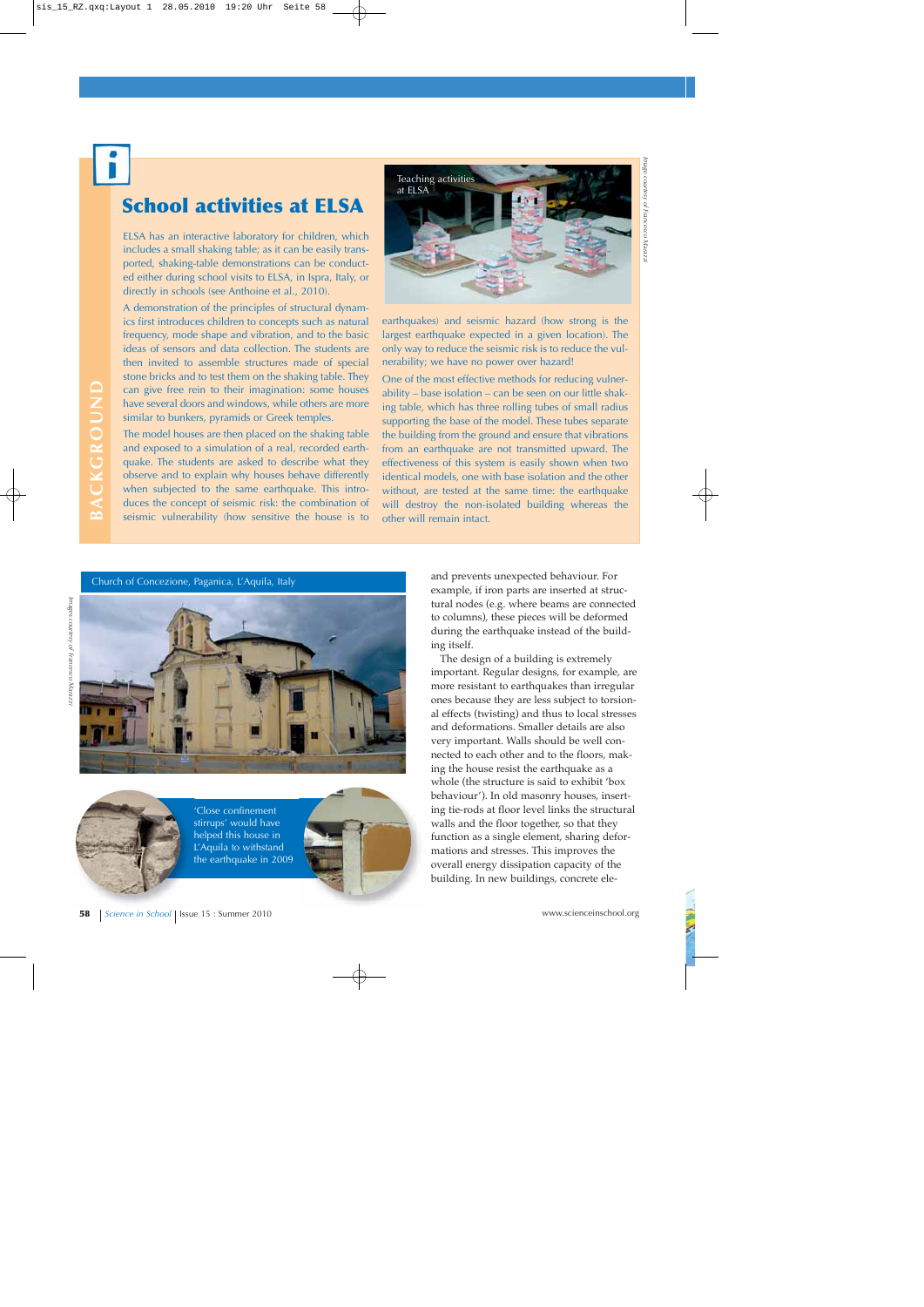# School activities at ELSA

ELSA has an interactive laboratory for children, which includes a small shaking table; as it can be easily transported, shaking-table demonstrations can be conducted either during school visits to ELSA, in Ispra, Italy, or directly in schools (see Anthoine et al., 2010).

A demonstration of the principles of structural dynamics first introduces children to concepts such as natural frequency, mode shape and vibration, and to the basic ideas of sensors and data collection. The students are then invited to assemble structures made of special stone bricks and to test them on the shaking table. They can give free rein to their imagination: some houses have several doors and windows, while others are more similar to bunkers, pyramids or Greek temples.

The model houses are then placed on the shaking table and exposed to a simulation of a real, recorded earthquake. The students are asked to describe what they observe and to explain why houses behave differently when subjected to the same earthquake. This introduces the concept of seismic risk: the combination of seismic vulnerability (how sensitive the house is to earthquakes) and seismic hazard (how strong is the largest earthquake expected in a given location). The only way to reduce the seismic risk is to reduce the vulnerability; we have no power over hazard!

One of the most effective methods for reducing vulnerability – base isolation – can be seen on our little shaking table, which has three rolling tubes of small radius supporting the base of the model. These tubes separate the building from the ground and ensure that vibrations from an earthquake are not transmitted upward. The effectiveness of this system is easily shown when two identical models, one with base isolation and the other without, are tested at the same time: the earthquake will destroy the non-isolated building whereas the other will remain intact.

Teaching activities at ELSA

Image courtesy of Francesco Marazzi

Church of Concezione, Paganica, L'Aquila, Italy

Images courtesy of Francesco Marazzi

'Close confinement stirrups' would have helped this house in L'Aquila to withstand the earthquake in 2009

and prevents unexpected behaviour. For example, if iron parts are inserted at structural nodes (e.g. where beams are connected to columns), these pieces will be deformed during the earthquake instead of the building itself.

The design of a building is extremely important. Regular designs, for example, are more resistant to earthquakes than irregular ones because they are less subject to torsional effects (twisting) and thus to local stresses and deformations. Smaller details are also very important. Walls should be well connected to each other and to the floors, making the house resist the earthquake as a whole (the structure is said to exhibit 'box behaviour'). In old masonry houses, inserting tie-rods at floor level links the structural walls and the floor together, so that they function as a single element, sharing deformations and stresses. This improves the overall energy dissipation capacity of the building. In new buildings, concrete ele-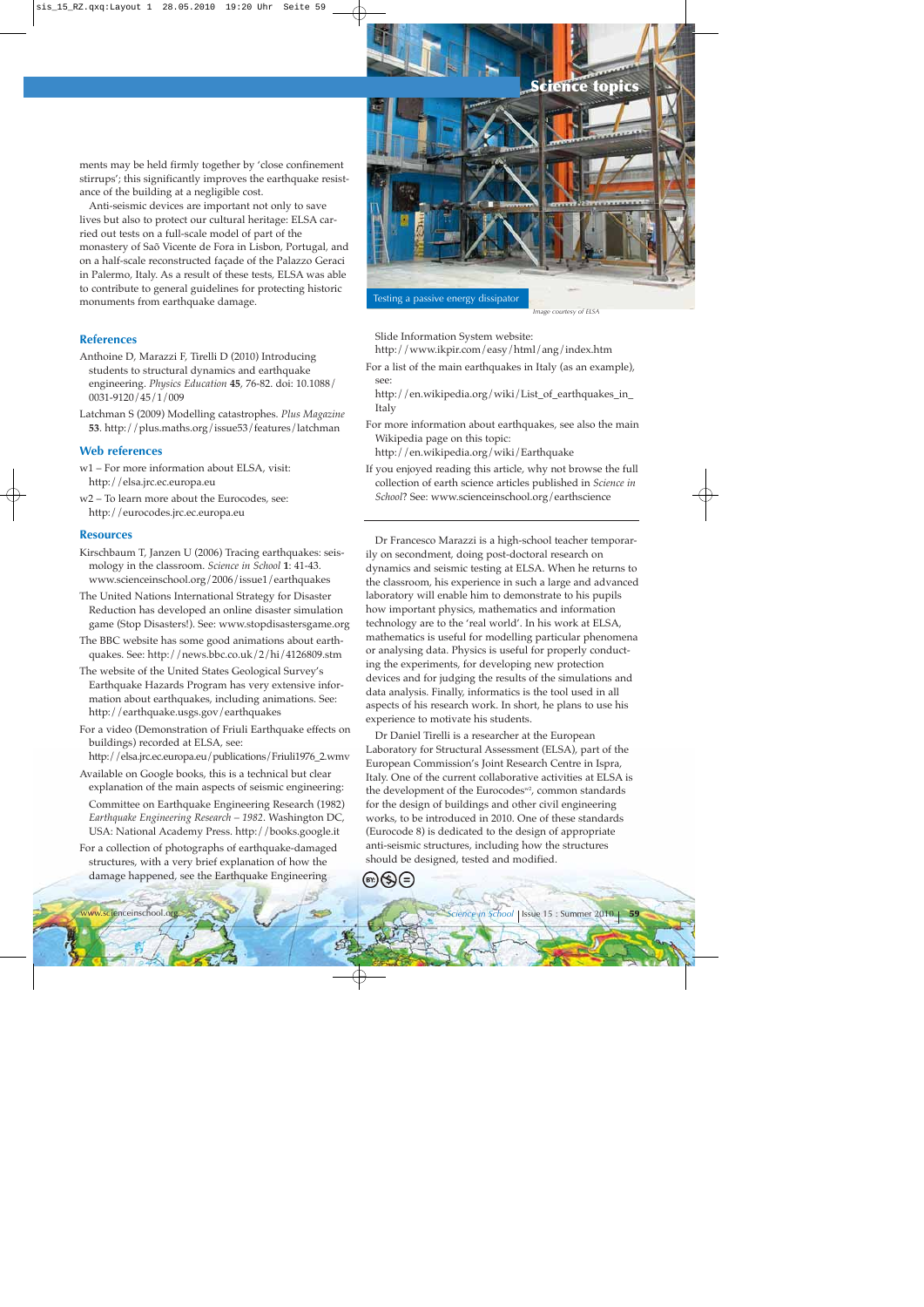ments may be held firmly together by 'close confinement stirrups'; this significantly improves the earthquake resistance of the building at a negligible cost.

Anti-seismic devices are important not only to save lives but also to protect our cultural heritage: ELSA carried out tests on a full-scale model of part of the monastery of São Vicente de Fora in Lisbon, Portugal, and on a half-scale reconstructed façade of the Palazzo Geraci in Palermo, Italy. As a result of these tests, ELSA was able to contribute to general guidelines for protecting historic monuments from earthquake damage.

Testing a passive energy dissipator

Image courtesy of ELSA

### References

Anthoine D, Marazzi F, Tirelli D (2010) Introducing students to structural dynamics and earthquake engineering. *Physics Education* **45**, 76-82. doi: 10.1088/0031-9120/45/1/009

Latchman S (2009) Modelling catastrophes. *Plus Magazine* **53**. http://plus.maths.org/issue53/features/latchman

### Web references

w1 – For more information about ELSA, visit: http://elsa.jrc.ec.europa.eu

w2 – To learn more about the Eurocodes, see: http://eurocodes.jrc.ec.europa.eu

### Resources

Kirschbaum T, Janzen U (2006) Tracing earthquakes: seismology in the classroom. *Science in School* **1**: 41-43. www.scienceinschool.org/2006/issue1/earthquakes

The United Nations International Strategy for Disaster Reduction has developed an online disaster simulation game (Stop Disasters!). See: www.stopdisastersgame.org

The BBC website has some good animations about earthquakes. See: http://news.bbc.co.uk/2/hi/4126809.stm

The website of the United States Geological Survey's Earthquake Hazards Program has very extensive information about earthquakes, including animations. See: http://earthquake.usgs.gov/earthquakes

For a video (Demonstration of Friuli Earthquake effects on buildings) recorded at ELSA, see: http://elsa.jrc.ec.europa.eu/publications/Friuli1976_2.wmv

Available on Google books, this is a technical but clear explanation of the main aspects of seismic engineering:

Committee on Earthquake Engineering Research (1982) *Earthquake Engineering Research – 1982*. Washington DC, USA: National Academy Press. http://books.google.it

For a collection of photographs of earthquake-damaged structures, with a very brief explanation of how the damage happened, see the Earthquake Engineering Slide Information System website: http://www.ikpir.com/easy/html/ang/index.htm

For a list of the main earthquakes in Italy (as an example), see: http://en.wikipedia.org/wiki/List_of_earthquakes_in_Italy

For more information about earthquakes, see also the main Wikipedia page on this topic: http://en.wikipedia.org/wiki/Earthquake

If you enjoyed reading this article, why not browse the full collection of earth science articles published in *Science in School*? See: www.scienceinschool.org/earthscience

---

Dr Francesco Marazzi is a high-school teacher temporarily on secondment, doing post-doctoral research on dynamics and seismic testing at ELSA. When he returns to the classroom, his experience in such a large and advanced laboratory will enable him to demonstrate to his pupils how important physics, mathematics and information technology are to the 'real world'. In his work at ELSA, mathematics is useful for modelling particular phenomena or analysing data. Physics is useful for properly conducting the experiments, for developing new protection devices and for judging the results of the simulations and data analysis. Finally, informatics is the tool used in all aspects of his research work. In short, he plans to use his experience to motivate his students.

Dr Daniel Tirelli is a researcher at the European Laboratory for Structural Assessment (ELSA), part of the European Commission's Joint Research Centre in Ispra, Italy. One of the current collaborative activities at ELSA is the development of the Eurocodes[w2], common standards for the design of buildings and other civil engineering works, to be introduced in 2010. One of these standards (Eurocode 8) is dedicated to the design of appropriate anti-seismic structures, including how the structures should be designed, tested and modified.